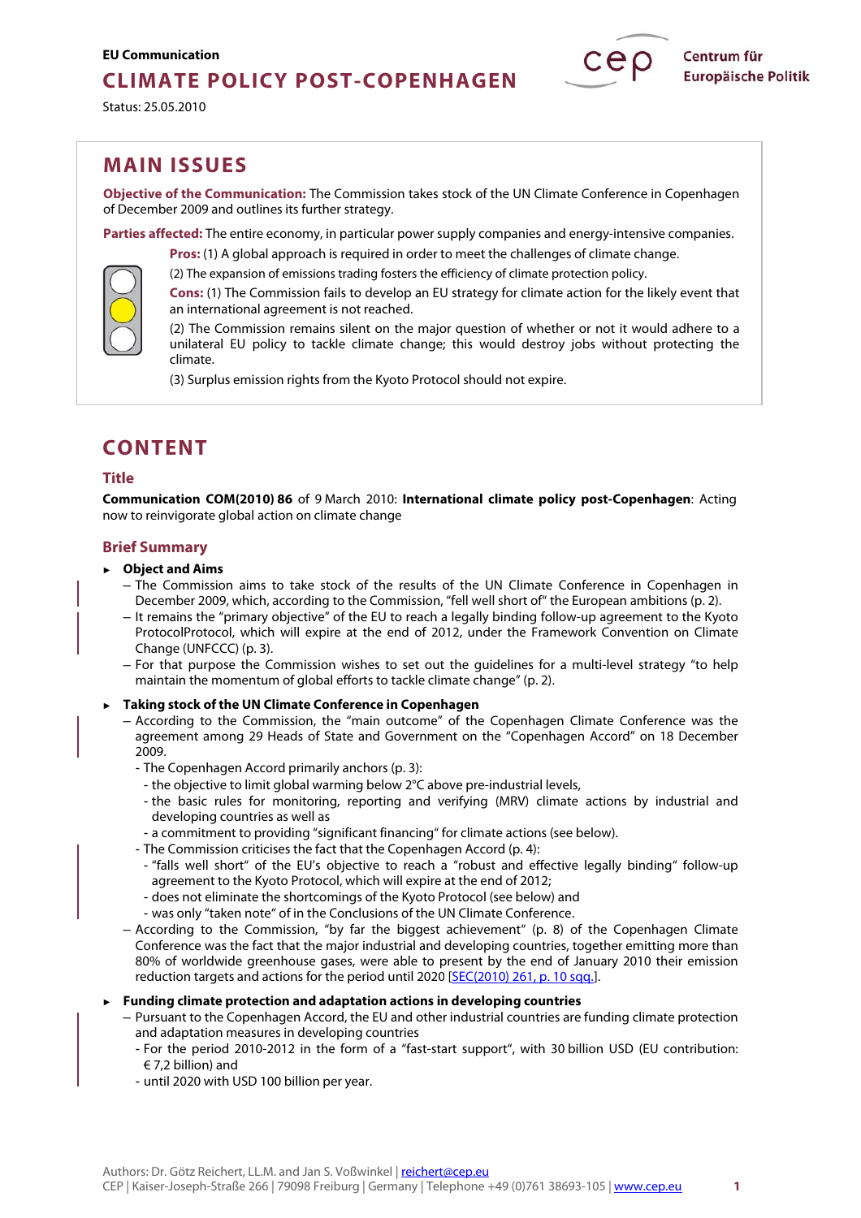EU Communication

# CLIMATE POLICY POST-COPENHAGEN

Status: 25.05.2010

## MAIN ISSUES

**Objective of the Communication:** The Commission takes stock of the UN Climate Conference in Copenhagen of December 2009 and outlines its further strategy.

**Parties affected:** The entire economy, in particular power supply companies and energy-intensive companies.

**Pros:** (1) A global approach is required in order to meet the challenges of climate change.

(2) The expansion of emissions trading fosters the efficiency of climate protection policy.

**Cons:** (1) The Commission fails to develop an EU strategy for climate action for the likely event that an international agreement is not reached.

(2) The Commission remains silent on the major question of whether or not it would adhere to a unilateral EU policy to tackle climate change; this would destroy jobs without protecting the climate.

(3) Surplus emission rights from the Kyoto Protocol should not expire.

## CONTENT

### Title

**Communication COM(2010) 86** of 9 March 2010: **International climate policy post-Copenhagen**: Acting now to reinvigorate global action on climate change

### Brief Summary

- **Object and Aims**
  - The Commission aims to take stock of the results of the UN Climate Conference in Copenhagen in December 2009, which, according to the Commission, "fell well short of" the European ambitions (p. 2).
  - It remains the "primary objective" of the EU to reach a legally binding follow-up agreement to the Kyoto ProtocolProtocol, which will expire at the end of 2012, under the Framework Convention on Climate Change (UNFCCC) (p. 3).
  - For that purpose the Commission wishes to set out the guidelines for a multi-level strategy "to help maintain the momentum of global efforts to tackle climate change" (p. 2).

- **Taking stock of the UN Climate Conference in Copenhagen**
  - According to the Commission, the "main outcome" of the Copenhagen Climate Conference was the agreement among 29 Heads of State and Government on the "Copenhagen Accord" on 18 December 2009.
    - The Copenhagen Accord primarily anchors (p. 3):
      - the objective to limit global warming below 2°C above pre-industrial levels,
      - the basic rules for monitoring, reporting and verifying (MRV) climate actions by industrial and developing countries as well as
      - a commitment to providing "significant financing" for climate actions (see below).
    - The Commission criticises the fact that the Copenhagen Accord (p. 4):
      - "falls well short" of the EU's objective to reach a "robust and effective legally binding" follow-up agreement to the Kyoto Protocol, which will expire at the end of 2012;
      - does not eliminate the shortcomings of the Kyoto Protocol (see below) and
      - was only "taken note" of in the Conclusions of the UN Climate Conference.
  - According to the Commission, "by far the biggest achievement" (p. 8) of the Copenhagen Climate Conference was the fact that the major industrial and developing countries, together emitting more than 80% of worldwide greenhouse gases, were able to present by the end of January 2010 their emission reduction targets and actions for the period until 2020 [SEC(2010) 261, p. 10 sqq.].

- **Funding climate protection and adaptation actions in developing countries**
  - Pursuant to the Copenhagen Accord, the EU and other industrial countries are funding climate protection and adaptation measures in developing countries
    - For the period 2010-2012 in the form of a "fast-start support", with 30 billion USD (EU contribution: € 7,2 billion) and
    - until 2020 with USD 100 billion per year.

Authors: Dr. Götz Reichert, LL.M. and Jan S. Voßwinkel | reichert@cep.eu
CEP | Kaiser-Joseph-Straße 266 | 79098 Freiburg | Germany | Telephone +49 (0)761 38693-105 | www.cep.eu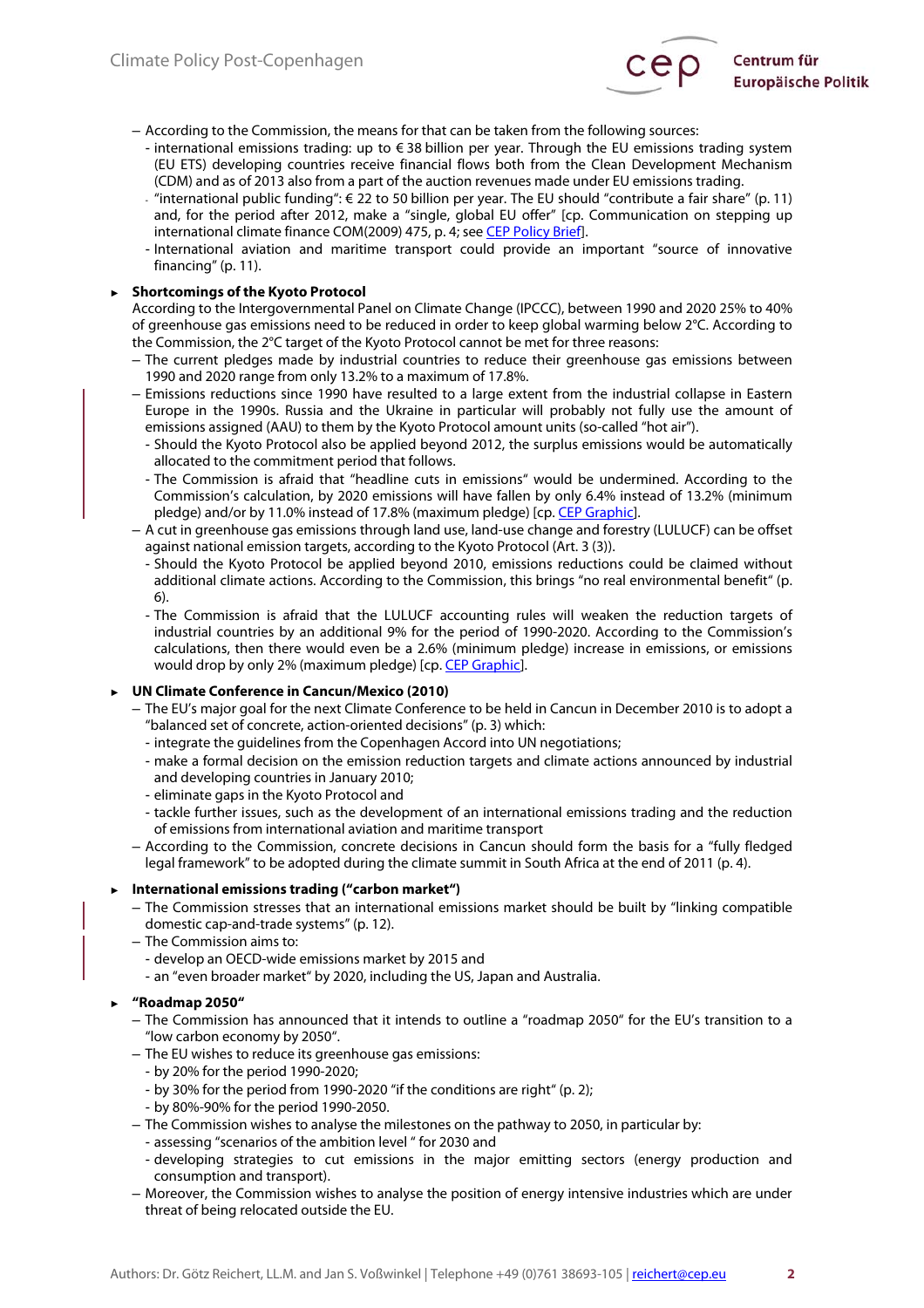– According to the Commission, the means for that can be taken from the following sources:
  - international emissions trading: up to € 38 billion per year. Through the EU emissions trading system (EU ETS) developing countries receive financial flows both from the Clean Development Mechanism (CDM) and as of 2013 also from a part of the auction revenues made under EU emissions trading.
  - "international public funding": € 22 to 50 billion per year. The EU should "contribute a fair share" (p. 11) and, for the period after 2012, make a "single, global EU offer" [cp. Communication on stepping up international climate finance COM(2009) 475, p. 4; see CEP Policy Brief].
  - International aviation and maritime transport could provide an important "source of innovative financing" (p. 11).

► **Shortcomings of the Kyoto Protocol**

According to the Intergovernmental Panel on Climate Change (IPCC), between 1990 and 2020 25% to 40% of greenhouse gas emissions need to be reduced in order to keep global warming below 2°C. According to the Commission, the 2°C target of the Kyoto Protocol cannot be met for three reasons:

– The current pledges made by industrial countries to reduce their greenhouse gas emissions between 1990 and 2020 range from only 13.2% to a maximum of 17.8%.
– Emissions reductions since 1990 have resulted to a large extent from the industrial collapse in Eastern Europe in the 1990s. Russia and the Ukraine in particular will probably not fully use the amount of emissions assigned (AAU) to them by the Kyoto Protocol amount units (so-called "hot air").
  - Should the Kyoto Protocol also be applied beyond 2012, the surplus emissions would be automatically allocated to the commitment period that follows.
  - The Commission is afraid that "headline cuts in emissions" would be undermined. According to the Commission's calculation, by 2020 emissions will have fallen by only 6.4% instead of 13.2% (minimum pledge) and/or by 11.0% instead of 17.8% (maximum pledge) [cp. CEP Graphic].
– A cut in greenhouse gas emissions through land use, land-use change and forestry (LULUCF) can be offset against national emission targets, according to the Kyoto Protocol (Art. 3 (3)).
  - Should the Kyoto Protocol be applied beyond 2010, emissions reductions could be claimed without additional climate actions. According to the Commission, this brings "no real environmental benefit" (p. 6).
  - The Commission is afraid that the LULUCF accounting rules will weaken the reduction targets of industrial countries by an additional 9% for the period of 1990-2020. According to the Commission's calculations, then there would even be a 2.6% (minimum pledge) increase in emissions, or emissions would drop by only 2% (maximum pledge) [cp. CEP Graphic].

► **UN Climate Conference in Cancun/Mexico (2010)**

– The EU's major goal for the next Climate Conference to be held in Cancun in December 2010 is to adopt a "balanced set of concrete, action-oriented decisions" (p. 3) which:
  - integrate the guidelines from the Copenhagen Accord into UN negotiations;
  - make a formal decision on the emission reduction targets and climate actions announced by industrial and developing countries in January 2010;
  - eliminate gaps in the Kyoto Protocol and
  - tackle further issues, such as the development of an international emissions trading and the reduction of emissions from international aviation and maritime transport
– According to the Commission, concrete decisions in Cancun should form the basis for a "fully fledged legal framework" to be adopted during the climate summit in South Africa at the end of 2011 (p. 4).

► **International emissions trading ("carbon market")**

– The Commission stresses that an international emissions market should be built by "linking compatible domestic cap-and-trade systems" (p. 12).
– The Commission aims to:
  - develop an OECD-wide emissions market by 2015 and
  - an "even broader market" by 2020, including the US, Japan and Australia.

► **"Roadmap 2050"**

– The Commission has announced that it intends to outline a "roadmap 2050" for the EU's transition to a "low carbon economy by 2050".
– The EU wishes to reduce its greenhouse gas emissions:
  - by 20% for the period 1990-2020;
  - by 30% for the period from 1990-2020 "if the conditions are right" (p. 2);
  - by 80%-90% for the period 1990-2050.
– The Commission wishes to analyse the milestones on the pathway to 2050, in particular by:
  - assessing "scenarios of the ambition level " for 2030 and
  - developing strategies to cut emissions in the major emitting sectors (energy production and consumption and transport).
– Moreover, the Commission wishes to analyse the position of energy intensive industries which are under threat of being relocated outside the EU.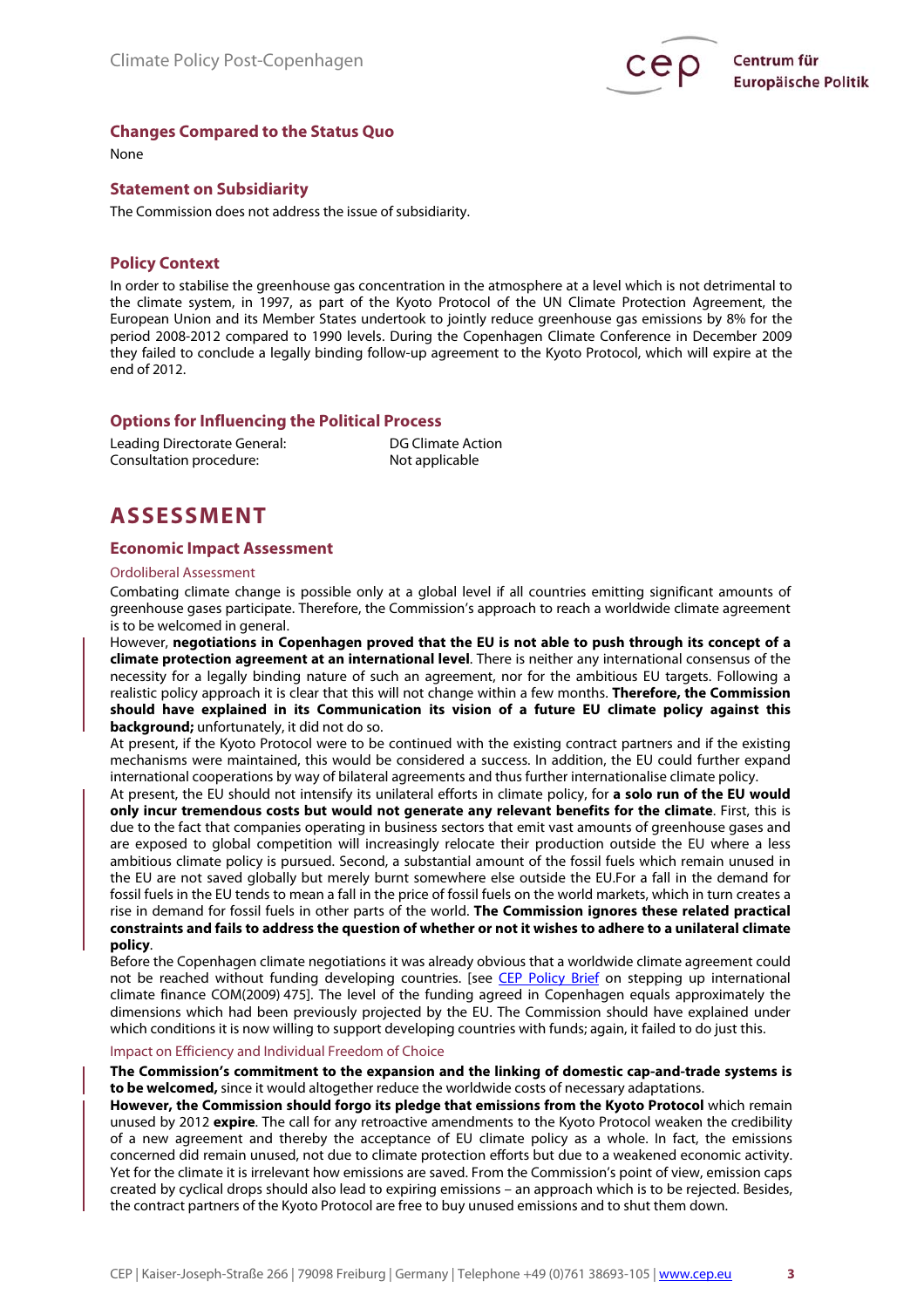## Changes Compared to the Status Quo

None

## Statement on Subsidiarity

The Commission does not address the issue of subsidiarity.

## Policy Context

In order to stabilise the greenhouse gas concentration in the atmosphere at a level which is not detrimental to the climate system, in 1997, as part of the Kyoto Protocol of the UN Climate Protection Agreement, the European Union and its Member States undertook to jointly reduce greenhouse gas emissions by 8% for the period 2008-2012 compared to 1990 levels. During the Copenhagen Climate Conference in December 2009 they failed to conclude a legally binding follow-up agreement to the Kyoto Protocol, which will expire at the end of 2012.

## Options for Influencing the Political Process

| | |
|---|---|
| Leading Directorate General: | DG Climate Action |
| Consultation procedure: | Not applicable |

# ASSESSMENT

## Economic Impact Assessment

### Ordoliberal Assessment

Combating climate change is possible only at a global level if all countries emitting significant amounts of greenhouse gases participate. Therefore, the Commission's approach to reach a worldwide climate agreement is to be welcomed in general.

However, **negotiations in Copenhagen proved that the EU is not able to push through its concept of a climate protection agreement at an international level**. There is neither any international consensus of the necessity for a legally binding nature of such an agreement, nor for the ambitious EU targets. Following a realistic policy approach it is clear that this will not change within a few months. **Therefore, the Commission should have explained in its Communication its vision of a future EU climate policy against this background;** unfortunately, it did not do so.

At present, if the Kyoto Protocol were to be continued with the existing contract partners and if the existing mechanisms were maintained, this would be considered a success. In addition, the EU could further expand international cooperations by way of bilateral agreements and thus further internationalise climate policy.

At present, the EU should not intensify its unilateral efforts in climate policy, for **a solo run of the EU would only incur tremendous costs but would not generate any relevant benefits for the climate**. First, this is due to the fact that companies operating in business sectors that emit vast amounts of greenhouse gases and are exposed to global competition will increasingly relocate their production outside the EU where a less ambitious climate policy is pursued. Second, a substantial amount of the fossil fuels which remain unused in the EU are not saved globally but merely burnt somewhere else outside the EU.For a fall in the demand for fossil fuels in the EU tends to mean a fall in the price of fossil fuels on the world markets, which in turn creates a rise in demand for fossil fuels in other parts of the world. **The Commission ignores these related practical constraints and fails to address the question of whether or not it wishes to adhere to a unilateral climate policy**.

Before the Copenhagen climate negotiations it was already obvious that a worldwide climate agreement could not be reached without funding developing countries. [see CEP Policy Brief on stepping up international climate finance COM(2009) 475]. The level of the funding agreed in Copenhagen equals approximately the dimensions which had been previously projected by the EU. The Commission should have explained under which conditions it is now willing to support developing countries with funds; again, it failed to do just this.

### Impact on Efficiency and Individual Freedom of Choice

**The Commission's commitment to the expansion and the linking of domestic cap-and-trade systems is to be welcomed,** since it would altogether reduce the worldwide costs of necessary adaptations.

**However, the Commission should forgo its pledge that emissions from the Kyoto Protocol** which remain unused by 2012 **expire**. The call for any retroactive amendments to the Kyoto Protocol weaken the credibility of a new agreement and thereby the acceptance of EU climate policy as a whole. In fact, the emissions concerned did remain unused, not due to climate protection efforts but due to a weakened economic activity. Yet for the climate it is irrelevant how emissions are saved. From the Commission's point of view, emission caps created by cyclical drops should also lead to expiring emissions – an approach which is to be rejected. Besides, the contract partners of the Kyoto Protocol are free to buy unused emissions and to shut them down.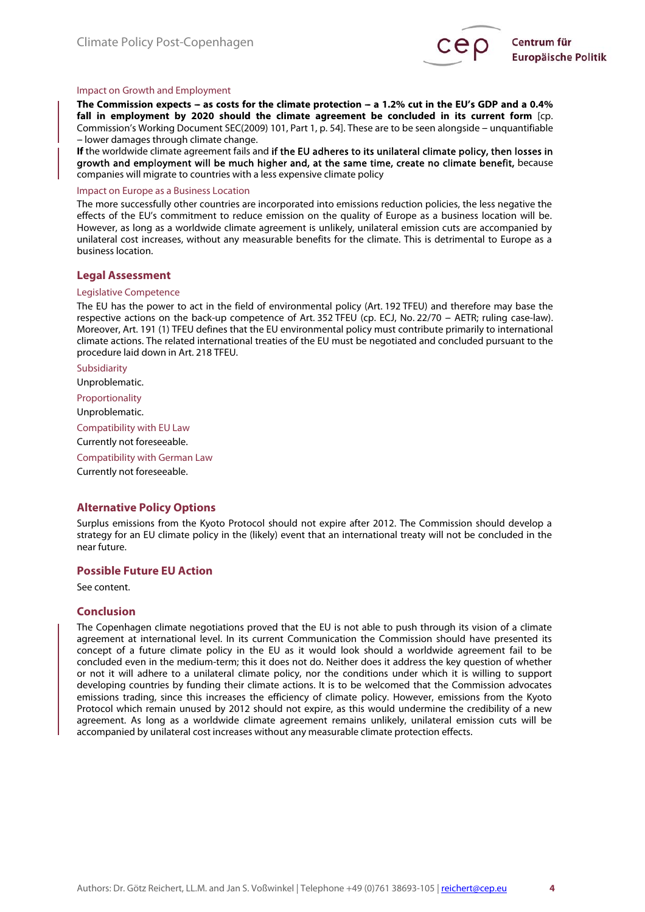### Impact on Growth and Employment

**The Commission expects – as costs for the climate protection – a 1.2% cut in the EU's GDP and a 0.4% fall in employment by 2020 should the climate agreement be concluded in its current form** [cp. Commission's Working Document SEC(2009) 101, Part 1, p. 54]. These are to be seen alongside – unquantifiable – lower damages through climate change.

**If** the worldwide climate agreement fails and **if the EU adheres to its unilateral climate policy, then losses in growth and employment will be much higher and, at the same time, create no climate benefit,** because companies will migrate to countries with a less expensive climate policy

### Impact on Europe as a Business Location

The more successfully other countries are incorporated into emissions reduction policies, the less negative the effects of the EU's commitment to reduce emission on the quality of Europe as a business location will be. However, as long as a worldwide climate agreement is unlikely, unilateral emission cuts are accompanied by unilateral cost increases, without any measurable benefits for the climate. This is detrimental to Europe as a business location.

## Legal Assessment

### Legislative Competence

The EU has the power to act in the field of environmental policy (Art. 192 TFEU) and therefore may base the respective actions on the back-up competence of Art. 352 TFEU (cp. ECJ, No. 22/70 – AETR; ruling case-law). Moreover, Art. 191 (1) TFEU defines that the EU environmental policy must contribute primarily to international climate actions. The related international treaties of the EU must be negotiated and concluded pursuant to the procedure laid down in Art. 218 TFEU.

### Subsidiarity

Unproblematic.

### Proportionality

Unproblematic.

### Compatibility with EU Law

Currently not foreseeable.

### Compatibility with German Law

Currently not foreseeable.

## Alternative Policy Options

Surplus emissions from the Kyoto Protocol should not expire after 2012. The Commission should develop a strategy for an EU climate policy in the (likely) event that an international treaty will not be concluded in the near future.

## Possible Future EU Action

See content.

## Conclusion

The Copenhagen climate negotiations proved that the EU is not able to push through its vision of a climate agreement at international level. In its current Communication the Commission should have presented its concept of a future climate policy in the EU as it would look should a worldwide agreement fail to be concluded even in the medium-term; this it does not do. Neither does it address the key question of whether or not it will adhere to a unilateral climate policy, nor the conditions under which it is willing to support developing countries by funding their climate actions. It is to be welcomed that the Commission advocates emissions trading, since this increases the efficiency of climate policy. However, emissions from the Kyoto Protocol which remain unused by 2012 should not expire, as this would undermine the credibility of a new agreement. As long as a worldwide climate agreement remains unlikely, unilateral emission cuts will be accompanied by unilateral cost increases without any measurable climate protection effects.

Authors: Dr. Götz Reichert, LL.M. and Jan S. Voßwinkel | Telephone +49 (0)761 38693-105 | reichert@cep.eu